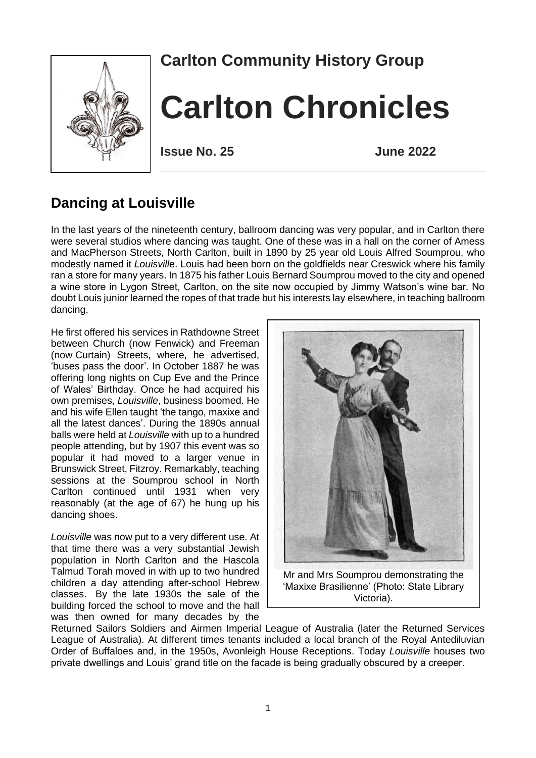**Carlton Community History Group**

# Carlton Chronicles

**Issue No. 25** **June 2022**

## Dancing at Louisville

In the last years of the nineteenth century, ballroom dancing was very popular, and in Carlton there were several studios where dancing was taught. One of these was in a hall on the corner of Amess and MacPherson Streets, North Carlton, built in 1890 by 25 year old Louis Alfred Soumprou, who modestly named it *Louisville*. Louis had been born on the goldfields near Creswick where his family ran a store for many years. In 1875 his father Louis Bernard Soumprou moved to the city and opened a wine store in Lygon Street, Carlton, on the site now occupied by Jimmy Watson's wine bar. No doubt Louis junior learned the ropes of that trade but his interests lay elsewhere, in teaching ballroom dancing.

He first offered his services in Rathdowne Street between Church (now Fenwick) and Freeman (now Curtain) Streets, where, he advertised, 'buses pass the door'. In October 1887 he was offering long nights on Cup Eve and the Prince of Wales' Birthday. Once he had acquired his own premises, *Louisville*, business boomed. He and his wife Ellen taught 'the tango, maxixe and all the latest dances'. During the 1890s annual balls were held at *Louisville* with up to a hundred people attending, but by 1907 this event was so popular it had moved to a larger venue in Brunswick Street, Fitzroy. Remarkably, teaching sessions at the Soumprou school in North Carlton continued until 1931 when very reasonably (at the age of 67) he hung up his dancing shoes.

*Louisville* was now put to a very different use. At that time there was a very substantial Jewish population in North Carlton and the Hascola Talmud Torah moved in with up to two hundred children a day attending after-school Hebrew classes. By the late 1930s the sale of the building forced the school to move and the hall was then owned for many decades by the Returned Sailors Soldiers and Airmen Imperial League of Australia (later the Returned Services League of Australia). At different times tenants included a local branch of the Royal Antediluvian Order of Buffaloes and, in the 1950s, Avonleigh House Receptions. Today *Louisville* houses two private dwellings and Louis' grand title on the facade is being gradually obscured by a creeper.

Mr and Mrs Soumprou demonstrating the 'Maxixe Brasilienne' (Photo: State Library Victoria).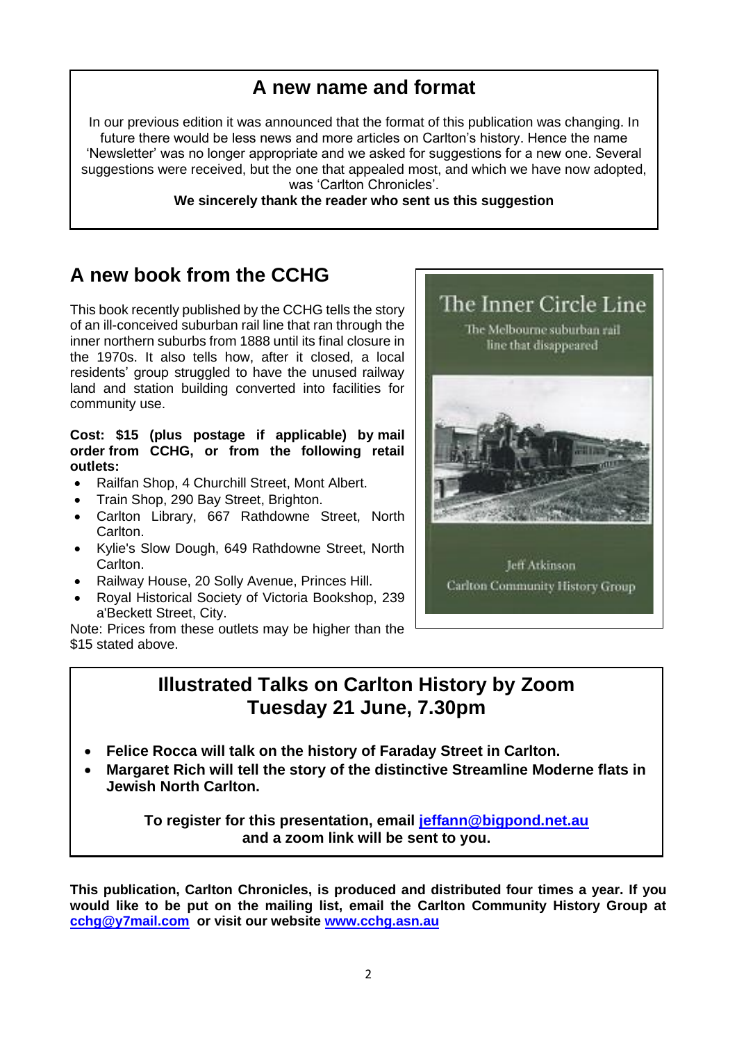## A new name and format

In our previous edition it was announced that the format of this publication was changing. In future there would be less news and more articles on Carlton's history. Hence the name 'Newsletter' was no longer appropriate and we asked for suggestions for a new one. Several suggestions were received, but the one that appealed most, and which we have now adopted, was 'Carlton Chronicles'.

**We sincerely thank the reader who sent us this suggestion**

## A new book from the CCHG

This book recently published by the CCHG tells the story of an ill-conceived suburban rail line that ran through the inner northern suburbs from 1888 until its final closure in the 1970s. It also tells how, after it closed, a local residents' group struggled to have the unused railway land and station building converted into facilities for community use.

**Cost: $15 (plus postage if applicable) by mail order from CCHG, or from the following retail outlets:**

- Railfan Shop, 4 Churchill Street, Mont Albert.
- Train Shop, 290 Bay Street, Brighton.
- Carlton Library, 667 Rathdowne Street, North Carlton.
- Kylie's Slow Dough, 649 Rathdowne Street, North Carlton.
- Railway House, 20 Solly Avenue, Princes Hill.
- Royal Historical Society of Victoria Bookshop, 239 a'Beckett Street, City.

Note: Prices from these outlets may be higher than the $15 stated above.

The Inner Circle Line

The Melbourne suburban rail line that disappeared

Jeff Atkinson

Carlton Community History Group

## Illustrated Talks on Carlton History by Zoom
## Tuesday 21 June, 7.30pm

- **Felice Rocca will talk on the history of Faraday Street in Carlton.**
- **Margaret Rich will tell the story of the distinctive Streamline Moderne flats in Jewish North Carlton.**

**To register for this presentation, email jeffann@bigpond.net.au and a zoom link will be sent to you.**

**This publication, Carlton Chronicles, is produced and distributed four times a year. If you would like to be put on the mailing list, email the Carlton Community History Group at cchg@y7mail.com or visit our website www.cchg.asn.au**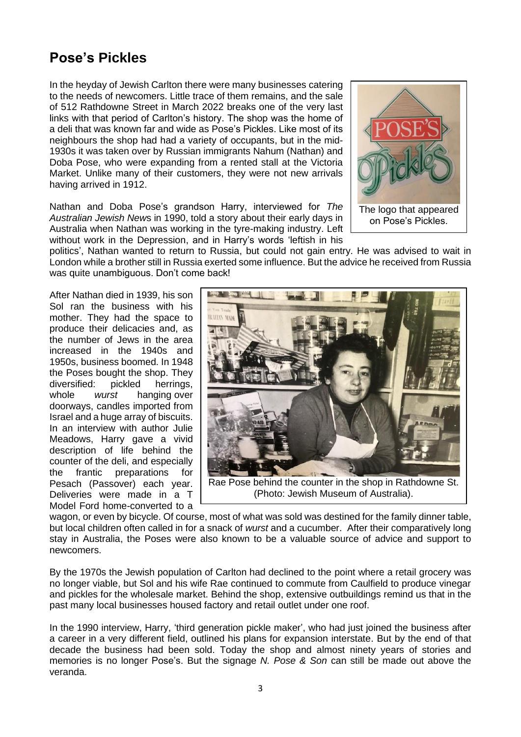## Pose's Pickles

In the heyday of Jewish Carlton there were many businesses catering to the needs of newcomers. Little trace of them remains, and the sale of 512 Rathdowne Street in March 2022 breaks one of the very last links with that period of Carlton's history. The shop was the home of a deli that was known far and wide as Pose's Pickles. Like most of its neighbours the shop had had a variety of occupants, but in the mid-1930s it was taken over by Russian immigrants Nahum (Nathan) and Doba Pose, who were expanding from a rented stall at the Victoria Market. Unlike many of their customers, they were not new arrivals having arrived in 1912.

The logo that appeared on Pose's Pickles.

Nathan and Doba Pose's grandson Harry, interviewed for *The Australian Jewish News* in 1990, told a story about their early days in Australia when Nathan was working in the tyre-making industry. Left without work in the Depression, and in Harry's words 'leftish in his politics', Nathan wanted to return to Russia, but could not gain entry. He was advised to wait in London while a brother still in Russia exerted some influence. But the advice he received from Russia was quite unambiguous. Don't come back!

After Nathan died in 1939, his son Sol ran the business with his mother. They had the space to produce their delicacies and, as the number of Jews in the area increased in the 1940s and 1950s, business boomed. In 1948 the Poses bought the shop. They diversified: pickled herrings, whole *wurst* hanging over doorways, candles imported from Israel and a huge array of biscuits. In an interview with author Julie Meadows, Harry gave a vivid description of life behind the counter of the deli, and especially the frantic preparations for Pesach (Passover) each year. Deliveries were made in a T Model Ford home-converted to a wagon, or even by bicycle. Of course, most of what was sold was destined for the family dinner table, but local children often called in for a snack of *wurst* and a cucumber. After their comparatively long stay in Australia, the Poses were also known to be a valuable source of advice and support to newcomers.

Rae Pose behind the counter in the shop in Rathdowne St. (Photo: Jewish Museum of Australia).

By the 1970s the Jewish population of Carlton had declined to the point where a retail grocery was no longer viable, but Sol and his wife Rae continued to commute from Caulfield to produce vinegar and pickles for the wholesale market. Behind the shop, extensive outbuildings remind us that in the past many local businesses housed factory and retail outlet under one roof.

In the 1990 interview, Harry, 'third generation pickle maker', who had just joined the business after a career in a very different field, outlined his plans for expansion interstate. But by the end of that decade the business had been sold. Today the shop and almost ninety years of stories and memories is no longer Pose's. But the signage *N. Pose & Son* can still be made out above the veranda.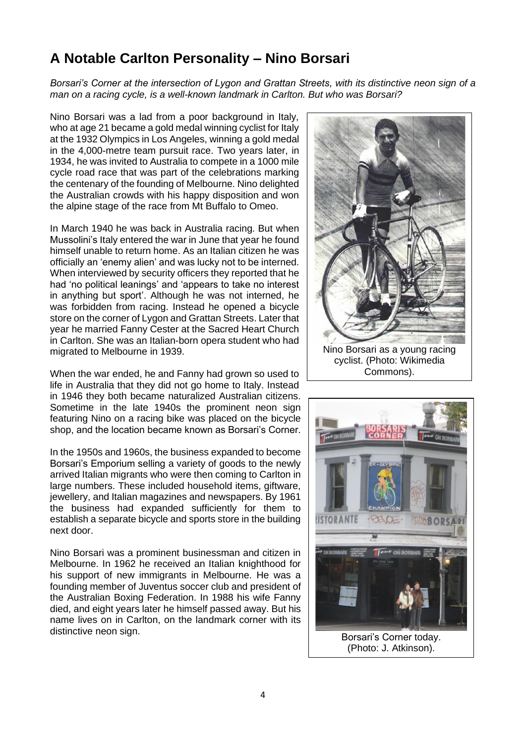## A Notable Carlton Personality – Nino Borsari

*Borsari's Corner at the intersection of Lygon and Grattan Streets, with its distinctive neon sign of a man on a racing cycle, is a well-known landmark in Carlton. But who was Borsari?*

Nino Borsari was a lad from a poor background in Italy, who at age 21 became a gold medal winning cyclist for Italy at the 1932 Olympics in Los Angeles, winning a gold medal in the 4,000-metre team pursuit race. Two years later, in 1934, he was invited to Australia to compete in a 1000 mile cycle road race that was part of the celebrations marking the centenary of the founding of Melbourne. Nino delighted the Australian crowds with his happy disposition and won the alpine stage of the race from Mt Buffalo to Omeo.

In March 1940 he was back in Australia racing. But when Mussolini's Italy entered the war in June that year he found himself unable to return home. As an Italian citizen he was officially an 'enemy alien' and was lucky not to be interned. When interviewed by security officers they reported that he had 'no political leanings' and 'appears to take no interest in anything but sport'. Although he was not interned, he was forbidden from racing. Instead he opened a bicycle store on the corner of Lygon and Grattan Streets. Later that year he married Fanny Cester at the Sacred Heart Church in Carlton. She was an Italian-born opera student who had migrated to Melbourne in 1939.

Nino Borsari as a young racing cyclist. (Photo: Wikimedia Commons).

When the war ended, he and Fanny had grown so used to life in Australia that they did not go home to Italy. Instead in 1946 they both became naturalized Australian citizens. Sometime in the late 1940s the prominent neon sign featuring Nino on a racing bike was placed on the bicycle shop, and the location became known as Borsari's Corner.

In the 1950s and 1960s, the business expanded to become Borsari's Emporium selling a variety of goods to the newly arrived Italian migrants who were then coming to Carlton in large numbers. These included household items, giftware, jewellery, and Italian magazines and newspapers. By 1961 the business had expanded sufficiently for them to establish a separate bicycle and sports store in the building next door.

Nino Borsari was a prominent businessman and citizen in Melbourne. In 1962 he received an Italian knighthood for his support of new immigrants in Melbourne. He was a founding member of Juventus soccer club and president of the Australian Boxing Federation. In 1988 his wife Fanny died, and eight years later he himself passed away. But his name lives on in Carlton, on the landmark corner with its distinctive neon sign.

Borsari's Corner today. (Photo: J. Atkinson).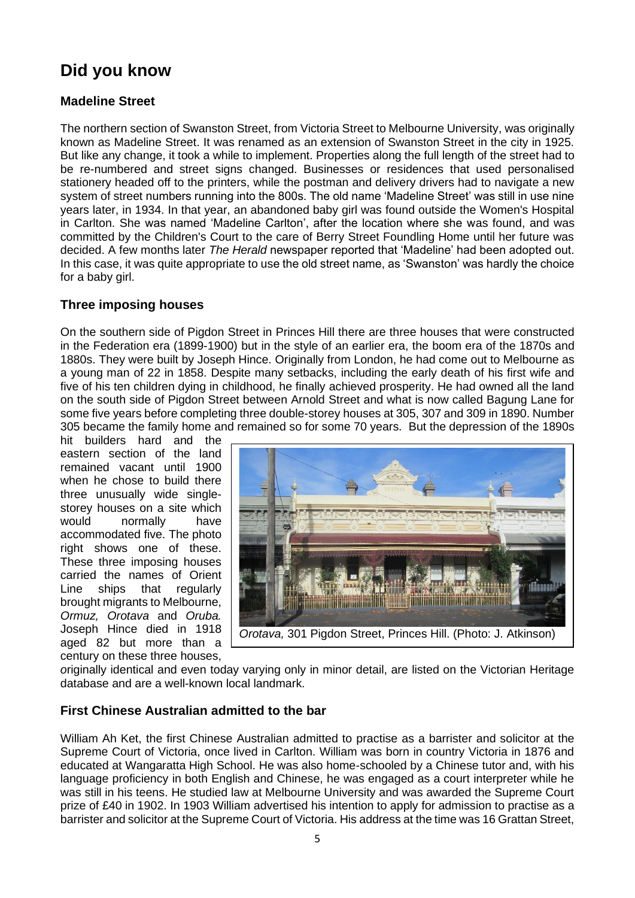# Did you know

## Madeline Street

The northern section of Swanston Street, from Victoria Street to Melbourne University, was originally known as Madeline Street. It was renamed as an extension of Swanston Street in the city in 1925. But like any change, it took a while to implement. Properties along the full length of the street had to be re-numbered and street signs changed. Businesses or residences that used personalised stationery headed off to the printers, while the postman and delivery drivers had to navigate a new system of street numbers running into the 800s. The old name 'Madeline Street' was still in use nine years later, in 1934. In that year, an abandoned baby girl was found outside the Women's Hospital in Carlton. She was named 'Madeline Carlton', after the location where she was found, and was committed by the Children's Court to the care of Berry Street Foundling Home until her future was decided. A few months later *The Herald* newspaper reported that 'Madeline' had been adopted out. In this case, it was quite appropriate to use the old street name, as 'Swanston' was hardly the choice for a baby girl.

## Three imposing houses

On the southern side of Pigdon Street in Princes Hill there are three houses that were constructed in the Federation era (1899-1900) but in the style of an earlier era, the boom era of the 1870s and 1880s. They were built by Joseph Hince. Originally from London, he had come out to Melbourne as a young man of 22 in 1858. Despite many setbacks, including the early death of his first wife and five of his ten children dying in childhood, he finally achieved prosperity. He had owned all the land on the south side of Pigdon Street between Arnold Street and what is now called Bagung Lane for some five years before completing three double-storey houses at 305, 307 and 309 in 1890. Number 305 became the family home and remained so for some 70 years. But the depression of the 1890s hit builders hard and the eastern section of the land remained vacant until 1900 when he chose to build there three unusually wide single-storey houses on a site which would normally have accommodated five. The photo right shows one of these. These three imposing houses carried the names of Orient Line ships that regularly brought migrants to Melbourne, *Ormuz, Orotava* and *Oruba.* Joseph Hince died in 1918 aged 82 but more than a century on these three houses, originally identical and even today varying only in minor detail, are listed on the Victorian Heritage database and are a well-known local landmark.

*Orotava,* 301 Pigdon Street, Princes Hill. (Photo: J. Atkinson)

## First Chinese Australian admitted to the bar

William Ah Ket, the first Chinese Australian admitted to practise as a barrister and solicitor at the Supreme Court of Victoria, once lived in Carlton. William was born in country Victoria in 1876 and educated at Wangaratta High School. He was also home-schooled by a Chinese tutor and, with his language proficiency in both English and Chinese, he was engaged as a court interpreter while he was still in his teens. He studied law at Melbourne University and was awarded the Supreme Court prize of £40 in 1902. In 1903 William advertised his intention to apply for admission to practise as a barrister and solicitor at the Supreme Court of Victoria. His address at the time was 16 Grattan Street,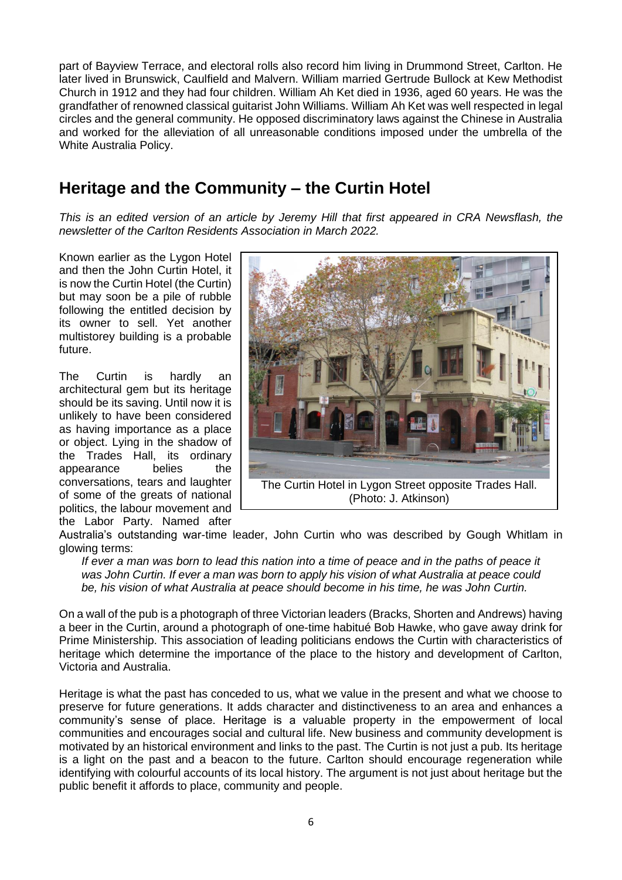part of Bayview Terrace, and electoral rolls also record him living in Drummond Street, Carlton. He later lived in Brunswick, Caulfield and Malvern. William married Gertrude Bullock at Kew Methodist Church in 1912 and they had four children. William Ah Ket died in 1936, aged 60 years. He was the grandfather of renowned classical guitarist John Williams. William Ah Ket was well respected in legal circles and the general community. He opposed discriminatory laws against the Chinese in Australia and worked for the alleviation of all unreasonable conditions imposed under the umbrella of the White Australia Policy.

## Heritage and the Community – the Curtin Hotel

*This is an edited version of an article by Jeremy Hill that first appeared in CRA Newsflash, the newsletter of the Carlton Residents Association in March 2022.*

Known earlier as the Lygon Hotel and then the John Curtin Hotel, it is now the Curtin Hotel (the Curtin) but may soon be a pile of rubble following the entitled decision by its owner to sell. Yet another multistorey building is a probable future.

The Curtin is hardly an architectural gem but its heritage should be its saving. Until now it is unlikely to have been considered as having importance as a place or object. Lying in the shadow of the Trades Hall, its ordinary appearance belies the conversations, tears and laughter of some of the greats of national politics, the labour movement and the Labor Party. Named after Australia's outstanding war-time leader, John Curtin who was described by Gough Whitlam in glowing terms:

> *If ever a man was born to lead this nation into a time of peace and in the paths of peace it was John Curtin. If ever a man was born to apply his vision of what Australia at peace could be, his vision of what Australia at peace should become in his time, he was John Curtin.*

The Curtin Hotel in Lygon Street opposite Trades Hall. (Photo: J. Atkinson)

On a wall of the pub is a photograph of three Victorian leaders (Bracks, Shorten and Andrews) having a beer in the Curtin, around a photograph of one-time habitué Bob Hawke, who gave away drink for Prime Ministership. This association of leading politicians endows the Curtin with characteristics of heritage which determine the importance of the place to the history and development of Carlton, Victoria and Australia.

Heritage is what the past has conceded to us, what we value in the present and what we choose to preserve for future generations. It adds character and distinctiveness to an area and enhances a community's sense of place. Heritage is a valuable property in the empowerment of local communities and encourages social and cultural life. New business and community development is motivated by an historical environment and links to the past. The Curtin is not just a pub. Its heritage is a light on the past and a beacon to the future. Carlton should encourage regeneration while identifying with colourful accounts of its local history. The argument is not just about heritage but the public benefit it affords to place, community and people.